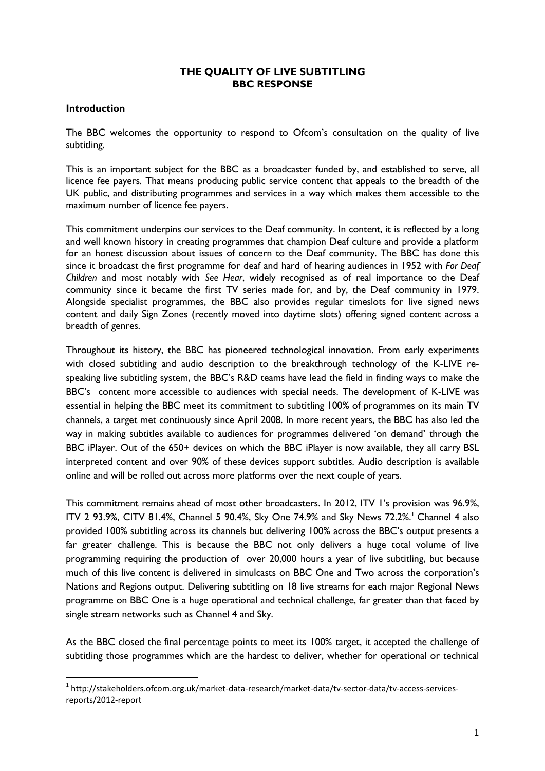**THE QUALITY OF LIVE SUBTITLING**
**BBC RESPONSE**

**Introduction**

The BBC welcomes the opportunity to respond to Ofcom's consultation on the quality of live subtitling.

This is an important subject for the BBC as a broadcaster funded by, and established to serve, all licence fee payers. That means producing public service content that appeals to the breadth of the UK public, and distributing programmes and services in a way which makes them accessible to the maximum number of licence fee payers.

This commitment underpins our services to the Deaf community. In content, it is reflected by a long and well known history in creating programmes that champion Deaf culture and provide a platform for an honest discussion about issues of concern to the Deaf community. The BBC has done this since it broadcast the first programme for deaf and hard of hearing audiences in 1952 with *For Deaf Children* and most notably with *See Hear*, widely recognised as of real importance to the Deaf community since it became the first TV series made for, and by, the Deaf community in 1979. Alongside specialist programmes, the BBC also provides regular timeslots for live signed news content and daily Sign Zones (recently moved into daytime slots) offering signed content across a breadth of genres.

Throughout its history, the BBC has pioneered technological innovation. From early experiments with closed subtitling and audio description to the breakthrough technology of the K-LIVE re-speaking live subtitling system, the BBC's R&D teams have lead the field in finding ways to make the BBC's content more accessible to audiences with special needs. The development of K-LIVE was essential in helping the BBC meet its commitment to subtitling 100% of programmes on its main TV channels, a target met continuously since April 2008. In more recent years, the BBC has also led the way in making subtitles available to audiences for programmes delivered 'on demand' through the BBC iPlayer. Out of the 650+ devices on which the BBC iPlayer is now available, they all carry BSL interpreted content and over 90% of these devices support subtitles. Audio description is available online and will be rolled out across more platforms over the next couple of years.

This commitment remains ahead of most other broadcasters. In 2012, ITV 1's provision was 96.9%, ITV 2 93.9%, CITV 81.4%, Channel 5 90.4%, Sky One 74.9% and Sky News 72.2%.[1] Channel 4 also provided 100% subtitling across its channels but delivering 100% across the BBC's output presents a far greater challenge. This is because the BBC not only delivers a huge total volume of live programming requiring the production of over 20,000 hours a year of live subtitling, but because much of this live content is delivered in simulcasts on BBC One and Two across the corporation's Nations and Regions output. Delivering subtitling on 18 live streams for each major Regional News programme on BBC One is a huge operational and technical challenge, far greater than that faced by single stream networks such as Channel 4 and Sky.

As the BBC closed the final percentage points to meet its 100% target, it accepted the challenge of subtitling those programmes which are the hardest to deliver, whether for operational or technical

---

[1] http://stakeholders.ofcom.org.uk/market-data-research/market-data/tv-sector-data/tv-access-services-reports/2012-report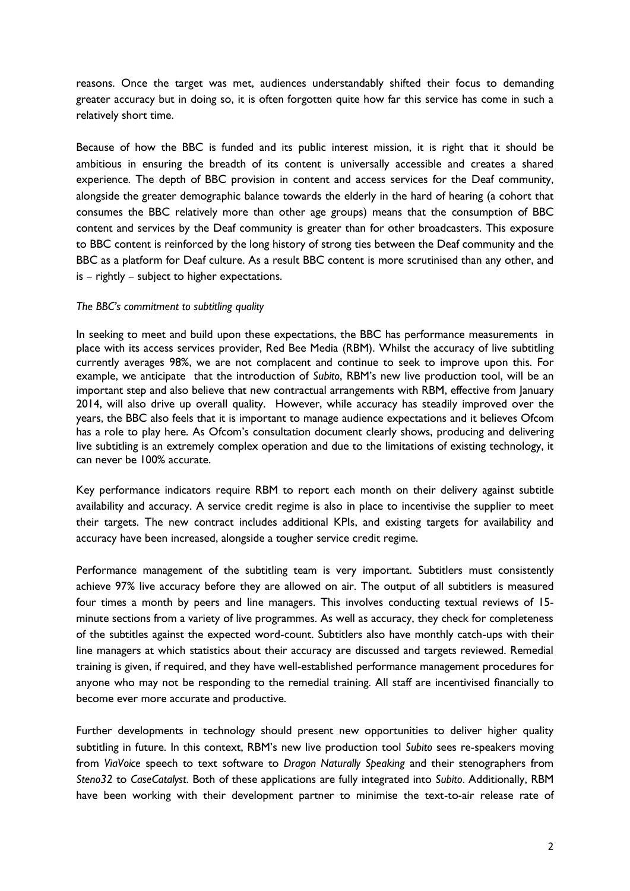reasons. Once the target was met, audiences understandably shifted their focus to demanding greater accuracy but in doing so, it is often forgotten quite how far this service has come in such a relatively short time.

Because of how the BBC is funded and its public interest mission, it is right that it should be ambitious in ensuring the breadth of its content is universally accessible and creates a shared experience. The depth of BBC provision in content and access services for the Deaf community, alongside the greater demographic balance towards the elderly in the hard of hearing (a cohort that consumes the BBC relatively more than other age groups) means that the consumption of BBC content and services by the Deaf community is greater than for other broadcasters. This exposure to BBC content is reinforced by the long history of strong ties between the Deaf community and the BBC as a platform for Deaf culture. As a result BBC content is more scrutinised than any other, and is – rightly – subject to higher expectations.

*The BBC's commitment to subtitling quality*

In seeking to meet and build upon these expectations, the BBC has performance measurements in place with its access services provider, Red Bee Media (RBM). Whilst the accuracy of live subtitling currently averages 98%, we are not complacent and continue to seek to improve upon this. For example, we anticipate that the introduction of *Subito*, RBM's new live production tool, will be an important step and also believe that new contractual arrangements with RBM, effective from January 2014, will also drive up overall quality. However, while accuracy has steadily improved over the years, the BBC also feels that it is important to manage audience expectations and it believes Ofcom has a role to play here. As Ofcom's consultation document clearly shows, producing and delivering live subtitling is an extremely complex operation and due to the limitations of existing technology, it can never be 100% accurate.

Key performance indicators require RBM to report each month on their delivery against subtitle availability and accuracy. A service credit regime is also in place to incentivise the supplier to meet their targets. The new contract includes additional KPIs, and existing targets for availability and accuracy have been increased, alongside a tougher service credit regime.

Performance management of the subtitling team is very important. Subtitlers must consistently achieve 97% live accuracy before they are allowed on air. The output of all subtitlers is measured four times a month by peers and line managers. This involves conducting textual reviews of 15-minute sections from a variety of live programmes. As well as accuracy, they check for completeness of the subtitles against the expected word-count. Subtitlers also have monthly catch-ups with their line managers at which statistics about their accuracy are discussed and targets reviewed. Remedial training is given, if required, and they have well-established performance management procedures for anyone who may not be responding to the remedial training. All staff are incentivised financially to become ever more accurate and productive.

Further developments in technology should present new opportunities to deliver higher quality subtitling in future. In this context, RBM's new live production tool *Subito* sees re-speakers moving from *ViaVoice* speech to text software to *Dragon Naturally Speaking* and their stenographers from *Steno32* to *CaseCatalyst*. Both of these applications are fully integrated into *Subito*. Additionally, RBM have been working with their development partner to minimise the text-to-air release rate of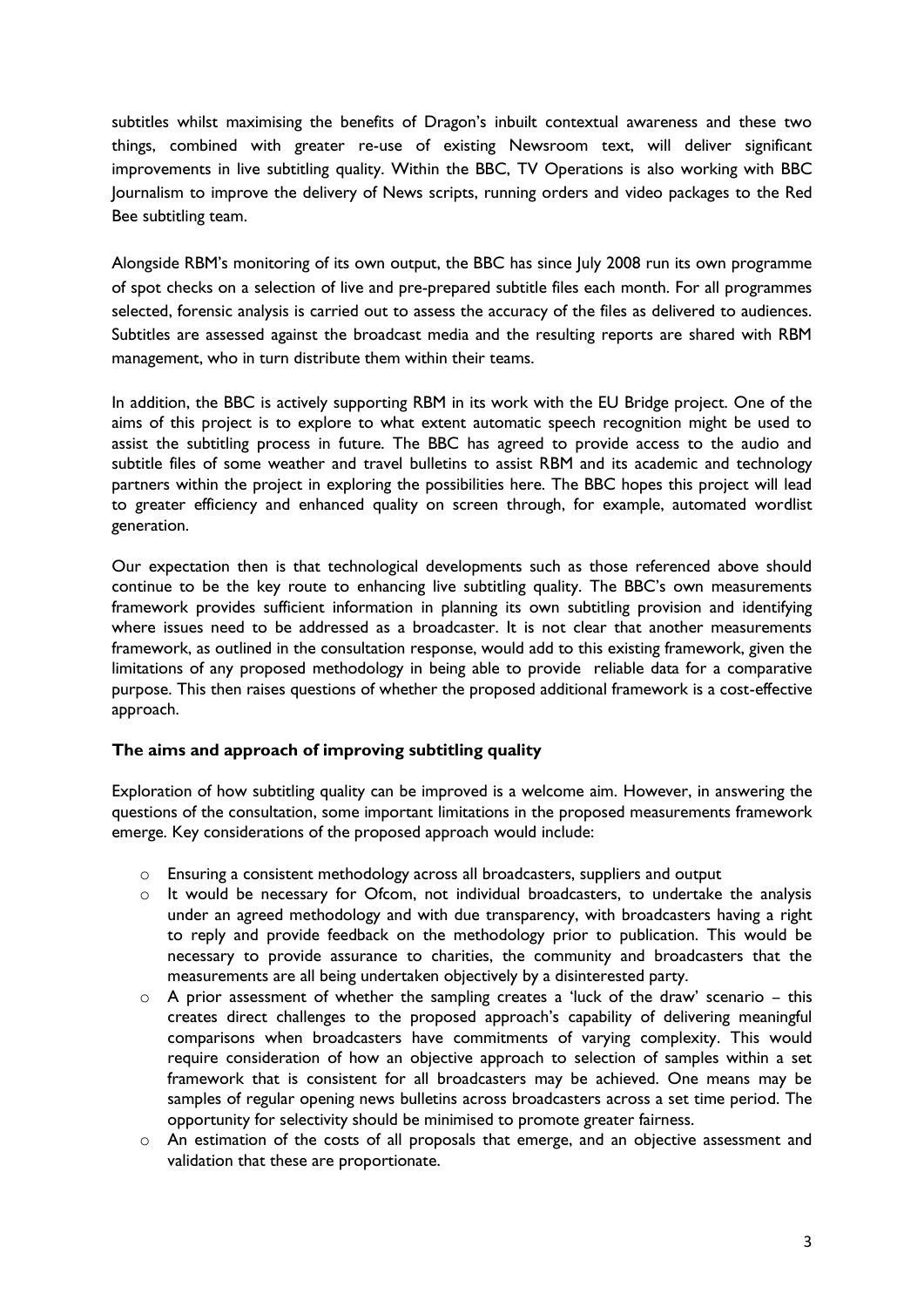subtitles whilst maximising the benefits of Dragon's inbuilt contextual awareness and these two things, combined with greater re-use of existing Newsroom text, will deliver significant improvements in live subtitling quality. Within the BBC, TV Operations is also working with BBC Journalism to improve the delivery of News scripts, running orders and video packages to the Red Bee subtitling team.

Alongside RBM's monitoring of its own output, the BBC has since July 2008 run its own programme of spot checks on a selection of live and pre-prepared subtitle files each month. For all programmes selected, forensic analysis is carried out to assess the accuracy of the files as delivered to audiences. Subtitles are assessed against the broadcast media and the resulting reports are shared with RBM management, who in turn distribute them within their teams.

In addition, the BBC is actively supporting RBM in its work with the EU Bridge project. One of the aims of this project is to explore to what extent automatic speech recognition might be used to assist the subtitling process in future. The BBC has agreed to provide access to the audio and subtitle files of some weather and travel bulletins to assist RBM and its academic and technology partners within the project in exploring the possibilities here. The BBC hopes this project will lead to greater efficiency and enhanced quality on screen through, for example, automated wordlist generation.

Our expectation then is that technological developments such as those referenced above should continue to be the key route to enhancing live subtitling quality. The BBC's own measurements framework provides sufficient information in planning its own subtitling provision and identifying where issues need to be addressed as a broadcaster. It is not clear that another measurements framework, as outlined in the consultation response, would add to this existing framework, given the limitations of any proposed methodology in being able to provide reliable data for a comparative purpose. This then raises questions of whether the proposed additional framework is a cost-effective approach.

**The aims and approach of improving subtitling quality**

Exploration of how subtitling quality can be improved is a welcome aim. However, in answering the questions of the consultation, some important limitations in the proposed measurements framework emerge. Key considerations of the proposed approach would include:

- Ensuring a consistent methodology across all broadcasters, suppliers and output
- It would be necessary for Ofcom, not individual broadcasters, to undertake the analysis under an agreed methodology and with due transparency, with broadcasters having a right to reply and provide feedback on the methodology prior to publication. This would be necessary to provide assurance to charities, the community and broadcasters that the measurements are all being undertaken objectively by a disinterested party.
- A prior assessment of whether the sampling creates a 'luck of the draw' scenario – this creates direct challenges to the proposed approach's capability of delivering meaningful comparisons when broadcasters have commitments of varying complexity. This would require consideration of how an objective approach to selection of samples within a set framework that is consistent for all broadcasters may be achieved. One means may be samples of regular opening news bulletins across broadcasters across a set time period. The opportunity for selectivity should be minimised to promote greater fairness.
- An estimation of the costs of all proposals that emerge, and an objective assessment and validation that these are proportionate.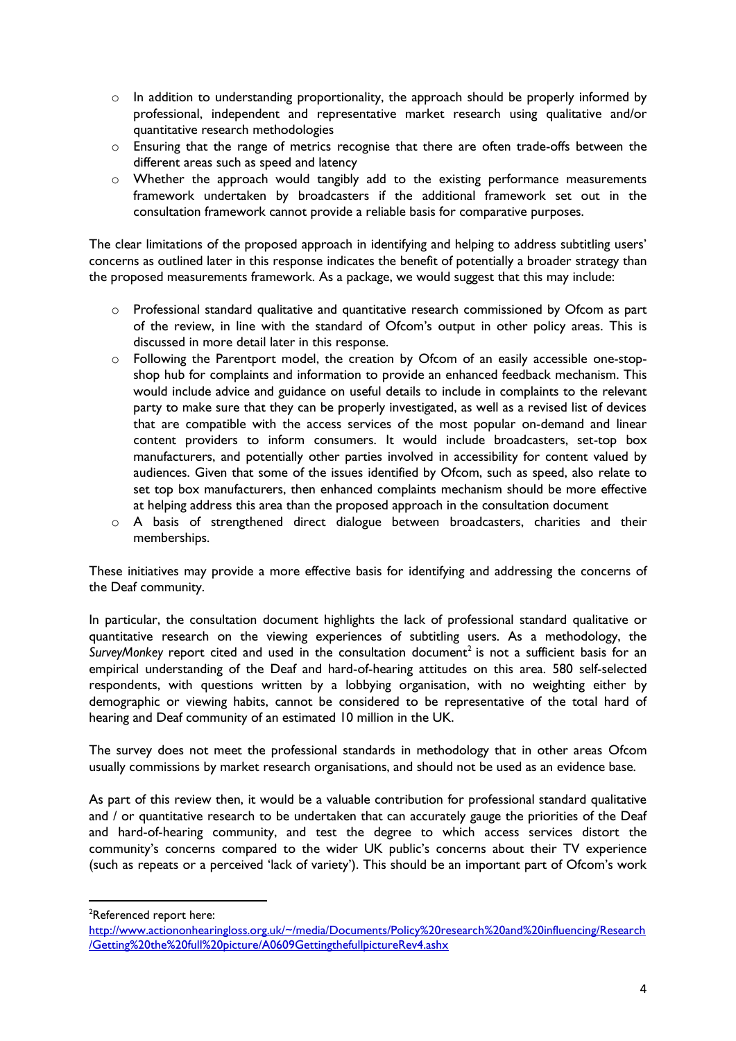- In addition to understanding proportionality, the approach should be properly informed by professional, independent and representative market research using qualitative and/or quantitative research methodologies
- Ensuring that the range of metrics recognise that there are often trade-offs between the different areas such as speed and latency
- Whether the approach would tangibly add to the existing performance measurements framework undertaken by broadcasters if the additional framework set out in the consultation framework cannot provide a reliable basis for comparative purposes.

The clear limitations of the proposed approach in identifying and helping to address subtitling users' concerns as outlined later in this response indicates the benefit of potentially a broader strategy than the proposed measurements framework. As a package, we would suggest that this may include:

- Professional standard qualitative and quantitative research commissioned by Ofcom as part of the review, in line with the standard of Ofcom's output in other policy areas. This is discussed in more detail later in this response.
- Following the Parentport model, the creation by Ofcom of an easily accessible one-stop-shop hub for complaints and information to provide an enhanced feedback mechanism. This would include advice and guidance on useful details to include in complaints to the relevant party to make sure that they can be properly investigated, as well as a revised list of devices that are compatible with the access services of the most popular on-demand and linear content providers to inform consumers. It would include broadcasters, set-top box manufacturers, and potentially other parties involved in accessibility for content valued by audiences. Given that some of the issues identified by Ofcom, such as speed, also relate to set top box manufacturers, then enhanced complaints mechanism should be more effective at helping address this area than the proposed approach in the consultation document
- A basis of strengthened direct dialogue between broadcasters, charities and their memberships.

These initiatives may provide a more effective basis for identifying and addressing the concerns of the Deaf community.

In particular, the consultation document highlights the lack of professional standard qualitative or quantitative research on the viewing experiences of subtitling users. As a methodology, the *SurveyMonkey* report cited and used in the consultation document[2] is not a sufficient basis for an empirical understanding of the Deaf and hard-of-hearing attitudes on this area. 580 self-selected respondents, with questions written by a lobbying organisation, with no weighting either by demographic or viewing habits, cannot be considered to be representative of the total hard of hearing and Deaf community of an estimated 10 million in the UK.

The survey does not meet the professional standards in methodology that in other areas Ofcom usually commissions by market research organisations, and should not be used as an evidence base.

As part of this review then, it would be a valuable contribution for professional standard qualitative and / or quantitative research to be undertaken that can accurately gauge the priorities of the Deaf and hard-of-hearing community, and test the degree to which access services distort the community's concerns compared to the wider UK public's concerns about their TV experience (such as repeats or a perceived 'lack of variety'). This should be an important part of Ofcom's work

---

[2] Referenced report here: http://www.actiononhearingloss.org.uk/~/media/Documents/Policy%20research%20and%20influencing/Research/Getting%20the%20full%20picture/A0609GettingthefullpictureRev4.ashx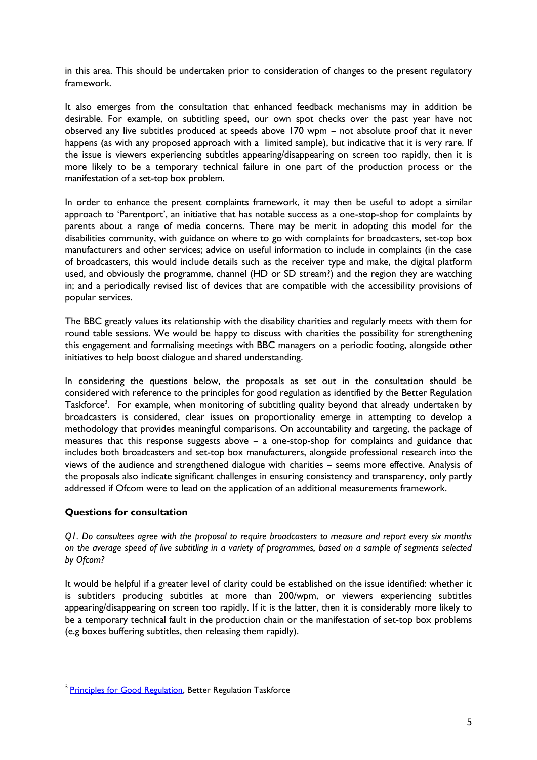in this area. This should be undertaken prior to consideration of changes to the present regulatory framework.

It also emerges from the consultation that enhanced feedback mechanisms may in addition be desirable. For example, on subtitling speed, our own spot checks over the past year have not observed any live subtitles produced at speeds above 170 wpm – not absolute proof that it never happens (as with any proposed approach with a limited sample), but indicative that it is very rare. If the issue is viewers experiencing subtitles appearing/disappearing on screen too rapidly, then it is more likely to be a temporary technical failure in one part of the production process or the manifestation of a set-top box problem.

In order to enhance the present complaints framework, it may then be useful to adopt a similar approach to 'Parentport', an initiative that has notable success as a one-stop-shop for complaints by parents about a range of media concerns. There may be merit in adopting this model for the disabilities community, with guidance on where to go with complaints for broadcasters, set-top box manufacturers and other services; advice on useful information to include in complaints (in the case of broadcasters, this would include details such as the receiver type and make, the digital platform used, and obviously the programme, channel (HD or SD stream?) and the region they are watching in; and a periodically revised list of devices that are compatible with the accessibility provisions of popular services.

The BBC greatly values its relationship with the disability charities and regularly meets with them for round table sessions. We would be happy to discuss with charities the possibility for strengthening this engagement and formalising meetings with BBC managers on a periodic footing, alongside other initiatives to help boost dialogue and shared understanding.

In considering the questions below, the proposals as set out in the consultation should be considered with reference to the principles for good regulation as identified by the Better Regulation Taskforce[3]. For example, when monitoring of subtitling quality beyond that already undertaken by broadcasters is considered, clear issues on proportionality emerge in attempting to develop a methodology that provides meaningful comparisons. On accountability and targeting, the package of measures that this response suggests above – a one-stop-shop for complaints and guidance that includes both broadcasters and set-top box manufacturers, alongside professional research into the views of the audience and strengthened dialogue with charities – seems more effective. Analysis of the proposals also indicate significant challenges in ensuring consistency and transparency, only partly addressed if Ofcom were to lead on the application of an additional measurements framework.

### Questions for consultation

*Q1. Do consultees agree with the proposal to require broadcasters to measure and report every six months on the average speed of live subtitling in a variety of programmes, based on a sample of segments selected by Ofcom?*

It would be helpful if a greater level of clarity could be established on the issue identified: whether it is subtitlers producing subtitles at more than 200/wpm, or viewers experiencing subtitles appearing/disappearing on screen too rapidly. If it is the latter, then it is considerably more likely to be a temporary technical fault in the production chain or the manifestation of set-top box problems (e.g boxes buffering subtitles, then releasing them rapidly).

---

[3] Principles for Good Regulation, Better Regulation Taskforce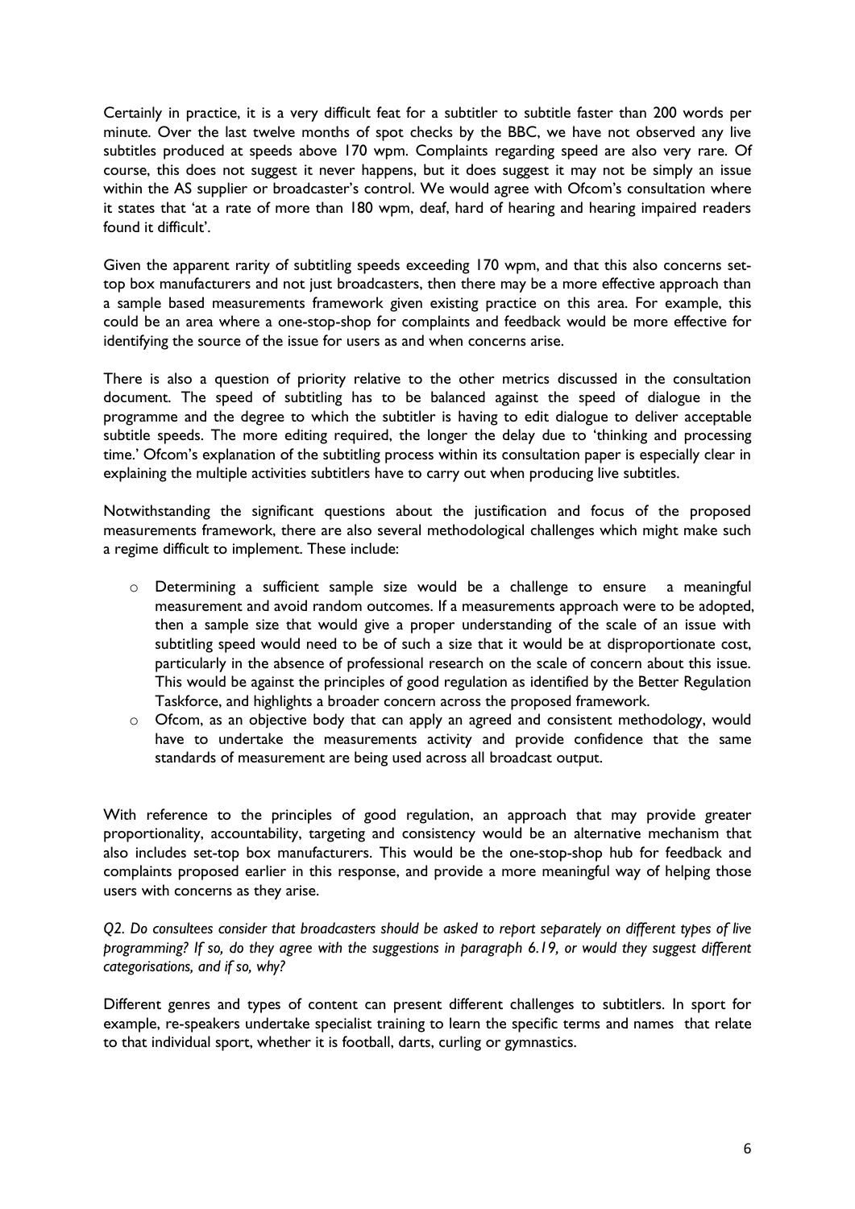Certainly in practice, it is a very difficult feat for a subtitler to subtitle faster than 200 words per minute. Over the last twelve months of spot checks by the BBC, we have not observed any live subtitles produced at speeds above 170 wpm. Complaints regarding speed are also very rare. Of course, this does not suggest it never happens, but it does suggest it may not be simply an issue within the AS supplier or broadcaster's control. We would agree with Ofcom's consultation where it states that 'at a rate of more than 180 wpm, deaf, hard of hearing and hearing impaired readers found it difficult'.

Given the apparent rarity of subtitling speeds exceeding 170 wpm, and that this also concerns set-top box manufacturers and not just broadcasters, then there may be a more effective approach than a sample based measurements framework given existing practice on this area. For example, this could be an area where a one-stop-shop for complaints and feedback would be more effective for identifying the source of the issue for users as and when concerns arise.

There is also a question of priority relative to the other metrics discussed in the consultation document. The speed of subtitling has to be balanced against the speed of dialogue in the programme and the degree to which the subtitler is having to edit dialogue to deliver acceptable subtitle speeds. The more editing required, the longer the delay due to 'thinking and processing time.' Ofcom's explanation of the subtitling process within its consultation paper is especially clear in explaining the multiple activities subtitlers have to carry out when producing live subtitles.

Notwithstanding the significant questions about the justification and focus of the proposed measurements framework, there are also several methodological challenges which might make such a regime difficult to implement. These include:

- Determining a sufficient sample size would be a challenge to ensure a meaningful measurement and avoid random outcomes. If a measurements approach were to be adopted, then a sample size that would give a proper understanding of the scale of an issue with subtitling speed would need to be of such a size that it would be at disproportionate cost, particularly in the absence of professional research on the scale of concern about this issue. This would be against the principles of good regulation as identified by the Better Regulation Taskforce, and highlights a broader concern across the proposed framework.
- Ofcom, as an objective body that can apply an agreed and consistent methodology, would have to undertake the measurements activity and provide confidence that the same standards of measurement are being used across all broadcast output.

With reference to the principles of good regulation, an approach that may provide greater proportionality, accountability, targeting and consistency would be an alternative mechanism that also includes set-top box manufacturers. This would be the one-stop-shop hub for feedback and complaints proposed earlier in this response, and provide a more meaningful way of helping those users with concerns as they arise.

*Q2. Do consultees consider that broadcasters should be asked to report separately on different types of live programming? If so, do they agree with the suggestions in paragraph 6.19, or would they suggest different categorisations, and if so, why?*

Different genres and types of content can present different challenges to subtitlers. In sport for example, re-speakers undertake specialist training to learn the specific terms and names that relate to that individual sport, whether it is football, darts, curling or gymnastics.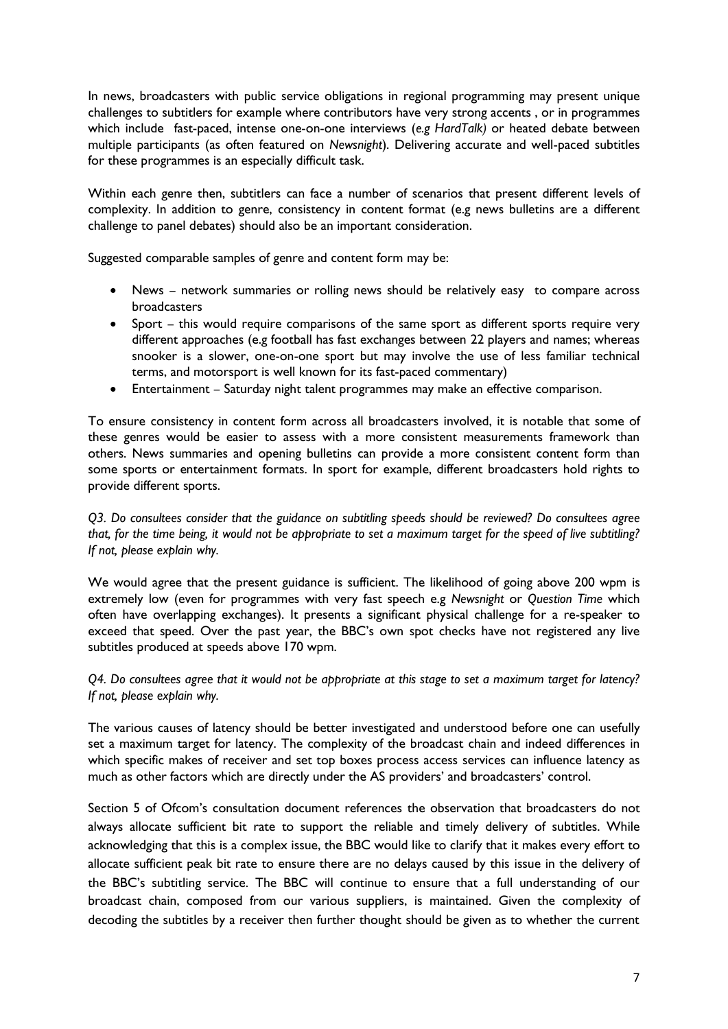In news, broadcasters with public service obligations in regional programming may present unique challenges to subtitlers for example where contributors have very strong accents , or in programmes which include fast-paced, intense one-on-one interviews (*e.g HardTalk)* or heated debate between multiple participants (as often featured on *Newsnight*). Delivering accurate and well-paced subtitles for these programmes is an especially difficult task.

Within each genre then, subtitlers can face a number of scenarios that present different levels of complexity. In addition to genre, consistency in content format (e.g news bulletins are a different challenge to panel debates) should also be an important consideration.

Suggested comparable samples of genre and content form may be:

- News – network summaries or rolling news should be relatively easy to compare across broadcasters
- Sport – this would require comparisons of the same sport as different sports require very different approaches (e.g football has fast exchanges between 22 players and names; whereas snooker is a slower, one-on-one sport but may involve the use of less familiar technical terms, and motorsport is well known for its fast-paced commentary)
- Entertainment – Saturday night talent programmes may make an effective comparison.

To ensure consistency in content form across all broadcasters involved, it is notable that some of these genres would be easier to assess with a more consistent measurements framework than others. News summaries and opening bulletins can provide a more consistent content form than some sports or entertainment formats. In sport for example, different broadcasters hold rights to provide different sports.

*Q3. Do consultees consider that the guidance on subtitling speeds should be reviewed? Do consultees agree that, for the time being, it would not be appropriate to set a maximum target for the speed of live subtitling? If not, please explain why.*

We would agree that the present guidance is sufficient. The likelihood of going above 200 wpm is extremely low (even for programmes with very fast speech e.g *Newsnight* or *Question Time* which often have overlapping exchanges). It presents a significant physical challenge for a re-speaker to exceed that speed. Over the past year, the BBC's own spot checks have not registered any live subtitles produced at speeds above 170 wpm.

*Q4. Do consultees agree that it would not be appropriate at this stage to set a maximum target for latency? If not, please explain why.*

The various causes of latency should be better investigated and understood before one can usefully set a maximum target for latency. The complexity of the broadcast chain and indeed differences in which specific makes of receiver and set top boxes process access services can influence latency as much as other factors which are directly under the AS providers' and broadcasters' control.

Section 5 of Ofcom's consultation document references the observation that broadcasters do not always allocate sufficient bit rate to support the reliable and timely delivery of subtitles. While acknowledging that this is a complex issue, the BBC would like to clarify that it makes every effort to allocate sufficient peak bit rate to ensure there are no delays caused by this issue in the delivery of the BBC's subtitling service. The BBC will continue to ensure that a full understanding of our broadcast chain, composed from our various suppliers, is maintained. Given the complexity of decoding the subtitles by a receiver then further thought should be given as to whether the current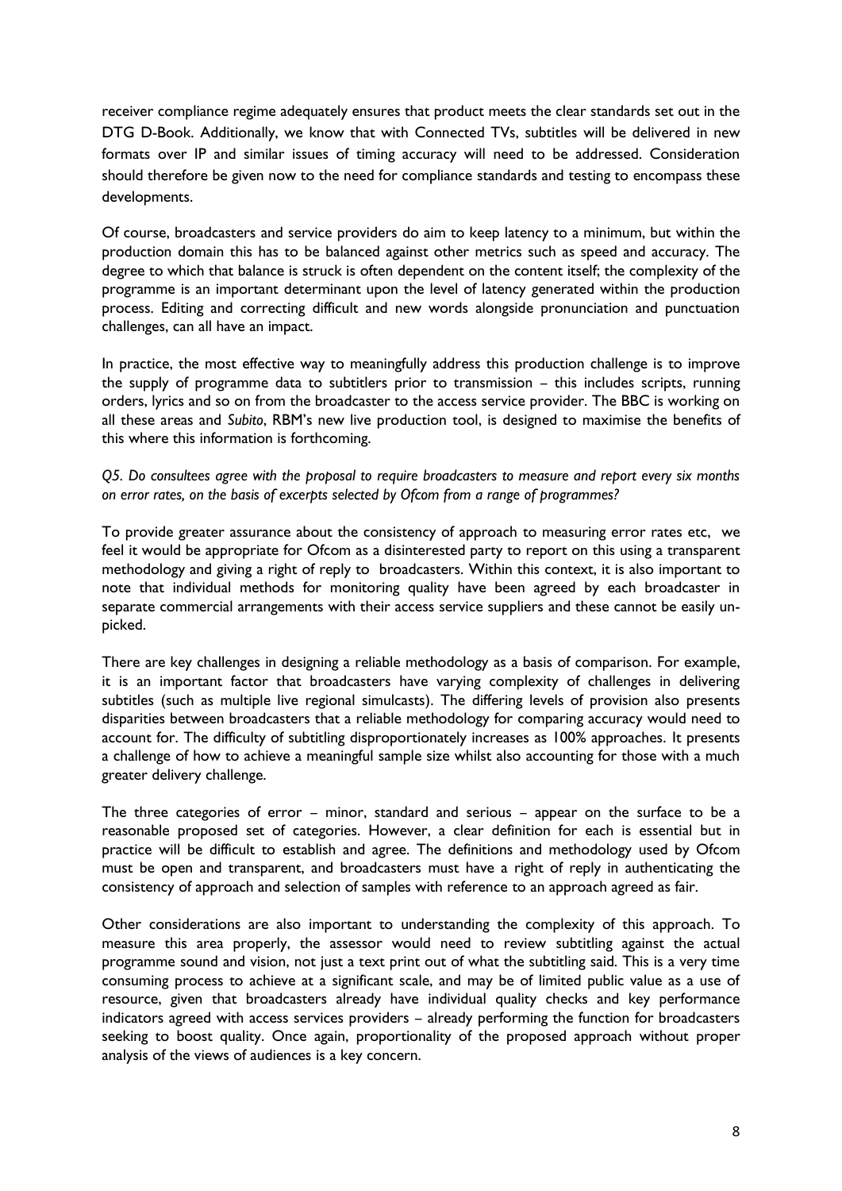receiver compliance regime adequately ensures that product meets the clear standards set out in the DTG D-Book. Additionally, we know that with Connected TVs, subtitles will be delivered in new formats over IP and similar issues of timing accuracy will need to be addressed. Consideration should therefore be given now to the need for compliance standards and testing to encompass these developments.

Of course, broadcasters and service providers do aim to keep latency to a minimum, but within the production domain this has to be balanced against other metrics such as speed and accuracy. The degree to which that balance is struck is often dependent on the content itself; the complexity of the programme is an important determinant upon the level of latency generated within the production process. Editing and correcting difficult and new words alongside pronunciation and punctuation challenges, can all have an impact.

In practice, the most effective way to meaningfully address this production challenge is to improve the supply of programme data to subtitlers prior to transmission – this includes scripts, running orders, lyrics and so on from the broadcaster to the access service provider. The BBC is working on all these areas and *Subito*, RBM's new live production tool, is designed to maximise the benefits of this where this information is forthcoming.

*Q5. Do consultees agree with the proposal to require broadcasters to measure and report every six months on error rates, on the basis of excerpts selected by Ofcom from a range of programmes?*

To provide greater assurance about the consistency of approach to measuring error rates etc, we feel it would be appropriate for Ofcom as a disinterested party to report on this using a transparent methodology and giving a right of reply to broadcasters. Within this context, it is also important to note that individual methods for monitoring quality have been agreed by each broadcaster in separate commercial arrangements with their access service suppliers and these cannot be easily un-picked.

There are key challenges in designing a reliable methodology as a basis of comparison. For example, it is an important factor that broadcasters have varying complexity of challenges in delivering subtitles (such as multiple live regional simulcasts). The differing levels of provision also presents disparities between broadcasters that a reliable methodology for comparing accuracy would need to account for. The difficulty of subtitling disproportionately increases as 100% approaches. It presents a challenge of how to achieve a meaningful sample size whilst also accounting for those with a much greater delivery challenge.

The three categories of error – minor, standard and serious – appear on the surface to be a reasonable proposed set of categories. However, a clear definition for each is essential but in practice will be difficult to establish and agree. The definitions and methodology used by Ofcom must be open and transparent, and broadcasters must have a right of reply in authenticating the consistency of approach and selection of samples with reference to an approach agreed as fair.

Other considerations are also important to understanding the complexity of this approach. To measure this area properly, the assessor would need to review subtitling against the actual programme sound and vision, not just a text print out of what the subtitling said. This is a very time consuming process to achieve at a significant scale, and may be of limited public value as a use of resource, given that broadcasters already have individual quality checks and key performance indicators agreed with access services providers – already performing the function for broadcasters seeking to boost quality. Once again, proportionality of the proposed approach without proper analysis of the views of audiences is a key concern.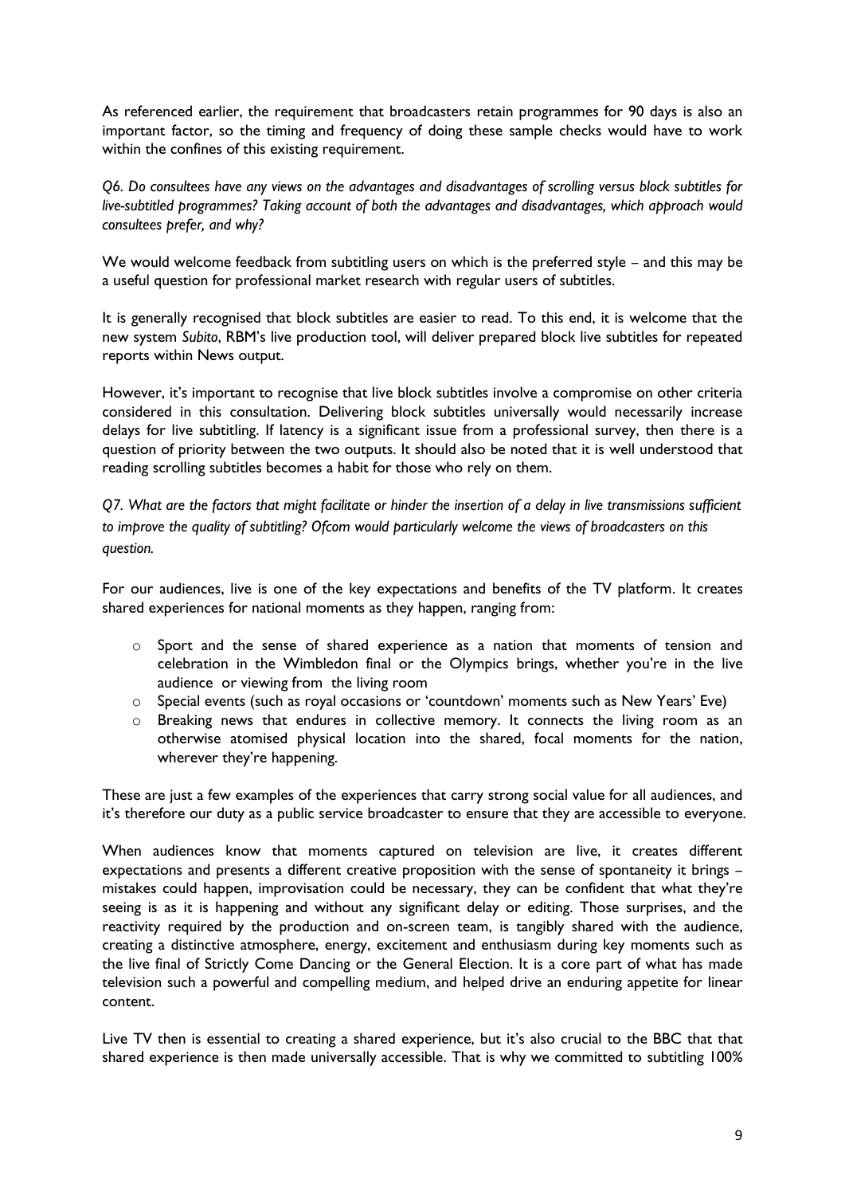As referenced earlier, the requirement that broadcasters retain programmes for 90 days is also an important factor, so the timing and frequency of doing these sample checks would have to work within the confines of this existing requirement.

*Q6. Do consultees have any views on the advantages and disadvantages of scrolling versus block subtitles for live-subtitled programmes? Taking account of both the advantages and disadvantages, which approach would consultees prefer, and why?*

We would welcome feedback from subtitling users on which is the preferred style – and this may be a useful question for professional market research with regular users of subtitles.

It is generally recognised that block subtitles are easier to read. To this end, it is welcome that the new system *Subito*, RBM's live production tool, will deliver prepared block live subtitles for repeated reports within News output.

However, it's important to recognise that live block subtitles involve a compromise on other criteria considered in this consultation. Delivering block subtitles universally would necessarily increase delays for live subtitling. If latency is a significant issue from a professional survey, then there is a question of priority between the two outputs. It should also be noted that it is well understood that reading scrolling subtitles becomes a habit for those who rely on them.

*Q7. What are the factors that might facilitate or hinder the insertion of a delay in live transmissions sufficient to improve the quality of subtitling? Ofcom would particularly welcome the views of broadcasters on this question.*

For our audiences, live is one of the key expectations and benefits of the TV platform. It creates shared experiences for national moments as they happen, ranging from:

- Sport and the sense of shared experience as a nation that moments of tension and celebration in the Wimbledon final or the Olympics brings, whether you're in the live audience or viewing from the living room
- Special events (such as royal occasions or 'countdown' moments such as New Years' Eve)
- Breaking news that endures in collective memory. It connects the living room as an otherwise atomised physical location into the shared, focal moments for the nation, wherever they're happening.

These are just a few examples of the experiences that carry strong social value for all audiences, and it's therefore our duty as a public service broadcaster to ensure that they are accessible to everyone.

When audiences know that moments captured on television are live, it creates different expectations and presents a different creative proposition with the sense of spontaneity it brings – mistakes could happen, improvisation could be necessary, they can be confident that what they're seeing is as it is happening and without any significant delay or editing. Those surprises, and the reactivity required by the production and on-screen team, is tangibly shared with the audience, creating a distinctive atmosphere, energy, excitement and enthusiasm during key moments such as the live final of Strictly Come Dancing or the General Election. It is a core part of what has made television such a powerful and compelling medium, and helped drive an enduring appetite for linear content.

Live TV then is essential to creating a shared experience, but it's also crucial to the BBC that that shared experience is then made universally accessible. That is why we committed to subtitling 100%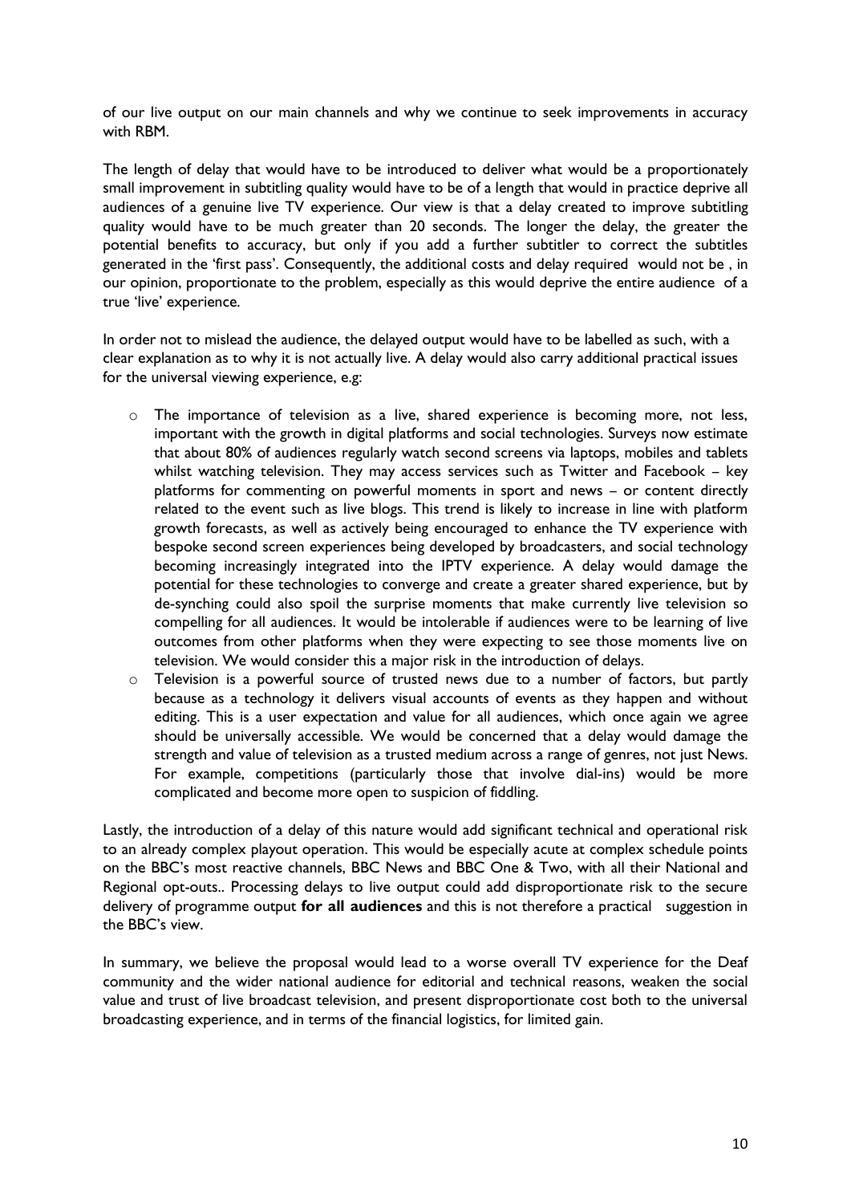of our live output on our main channels and why we continue to seek improvements in accuracy with RBM.

The length of delay that would have to be introduced to deliver what would be a proportionately small improvement in subtitling quality would have to be of a length that would in practice deprive all audiences of a genuine live TV experience. Our view is that a delay created to improve subtitling quality would have to be much greater than 20 seconds. The longer the delay, the greater the potential benefits to accuracy, but only if you add a further subtitler to correct the subtitles generated in the 'first pass'. Consequently, the additional costs and delay required would not be , in our opinion, proportionate to the problem, especially as this would deprive the entire audience of a true 'live' experience.

In order not to mislead the audience, the delayed output would have to be labelled as such, with a clear explanation as to why it is not actually live. A delay would also carry additional practical issues for the universal viewing experience, e.g:

- The importance of television as a live, shared experience is becoming more, not less, important with the growth in digital platforms and social technologies. Surveys now estimate that about 80% of audiences regularly watch second screens via laptops, mobiles and tablets whilst watching television. They may access services such as Twitter and Facebook – key platforms for commenting on powerful moments in sport and news – or content directly related to the event such as live blogs. This trend is likely to increase in line with platform growth forecasts, as well as actively being encouraged to enhance the TV experience with bespoke second screen experiences being developed by broadcasters, and social technology becoming increasingly integrated into the IPTV experience. A delay would damage the potential for these technologies to converge and create a greater shared experience, but by de-synching could also spoil the surprise moments that make currently live television so compelling for all audiences. It would be intolerable if audiences were to be learning of live outcomes from other platforms when they were expecting to see those moments live on television. We would consider this a major risk in the introduction of delays.
- Television is a powerful source of trusted news due to a number of factors, but partly because as a technology it delivers visual accounts of events as they happen and without editing. This is a user expectation and value for all audiences, which once again we agree should be universally accessible. We would be concerned that a delay would damage the strength and value of television as a trusted medium across a range of genres, not just News. For example, competitions (particularly those that involve dial-ins) would be more complicated and become more open to suspicion of fiddling.

Lastly, the introduction of a delay of this nature would add significant technical and operational risk to an already complex playout operation. This would be especially acute at complex schedule points on the BBC's most reactive channels, BBC News and BBC One & Two, with all their National and Regional opt-outs.. Processing delays to live output could add disproportionate risk to the secure delivery of programme output **for all audiences** and this is not therefore a practical suggestion in the BBC's view.

In summary, we believe the proposal would lead to a worse overall TV experience for the Deaf community and the wider national audience for editorial and technical reasons, weaken the social value and trust of live broadcast television, and present disproportionate cost both to the universal broadcasting experience, and in terms of the financial logistics, for limited gain.